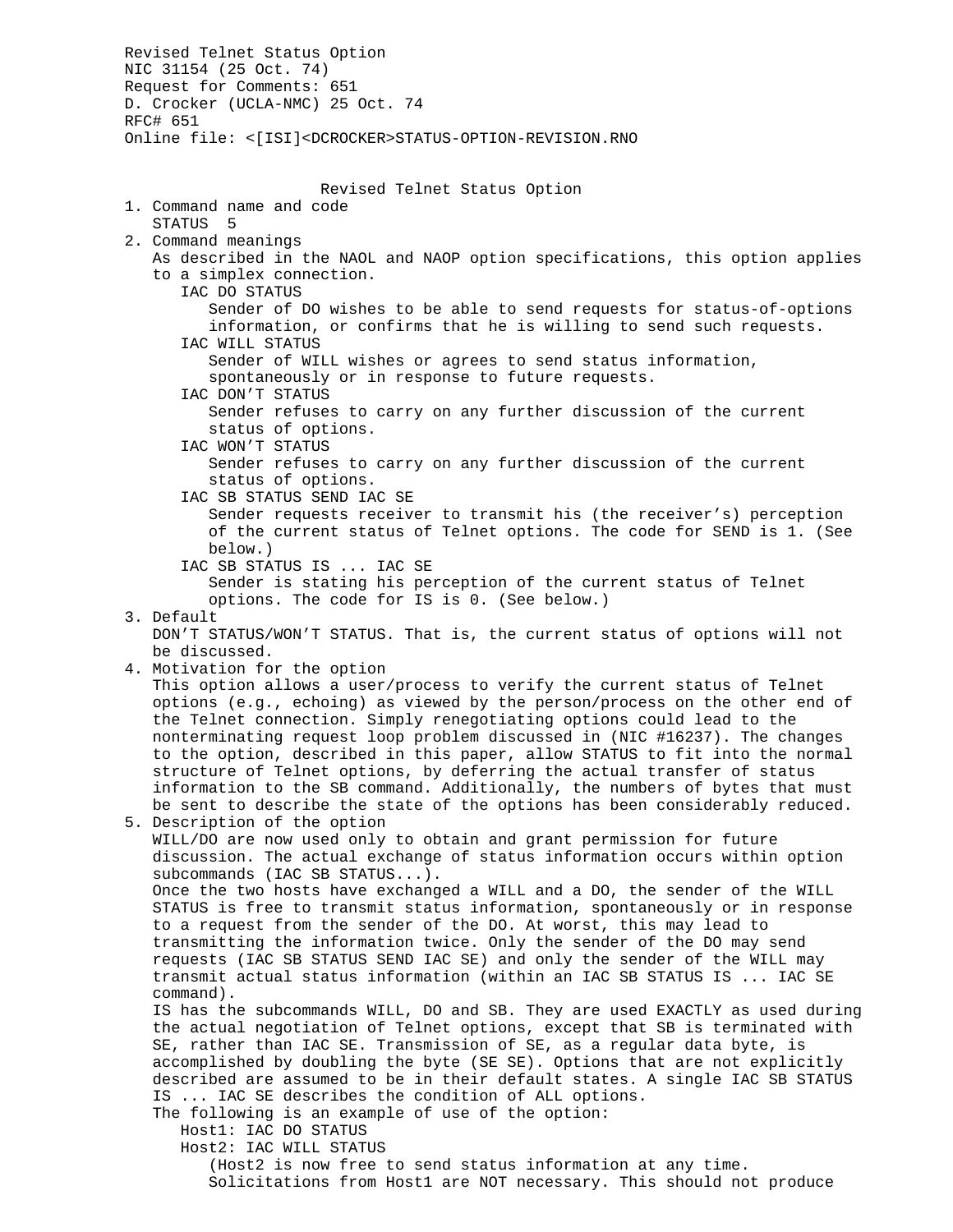Revised Telnet Status Option
NIC 31154 (25 Oct. 74)
Request for Comments: 651
D. Crocker (UCLA-NMC) 25 Oct. 74
RFC# 651
Online file: <[ISI]<DCROCKER>STATUS-OPTION-REVISION.RNO

# Revised Telnet Status Option

1. Command name and code

   STATUS 5

2. Command meanings

   As described in the NAOL and NAOP option specifications, this option applies to a simplex connection.

   IAC DO STATUS

   Sender of DO wishes to be able to send requests for status-of-options information, or confirms that he is willing to send such requests.

   IAC WILL STATUS

   Sender of WILL wishes or agrees to send status information, spontaneously or in response to future requests.

   IAC DON'T STATUS

   Sender refuses to carry on any further discussion of the current status of options.

   IAC WON'T STATUS

   Sender refuses to carry on any further discussion of the current status of options.

   IAC SB STATUS SEND IAC SE

   Sender requests receiver to transmit his (the receiver's) perception of the current status of Telnet options. The code for SEND is 1. (See below.)

   IAC SB STATUS IS ... IAC SE

   Sender is stating his perception of the current status of Telnet options. The code for IS is 0. (See below.)

3. Default

   DON'T STATUS/WON'T STATUS. That is, the current status of options will not be discussed.

4. Motivation for the option

   This option allows a user/process to verify the current status of Telnet options (e.g., echoing) as viewed by the person/process on the other end of the Telnet connection. Simply renegotiating options could lead to the nonterminating request loop problem discussed in (NIC #16237). The changes to the option, described in this paper, allow STATUS to fit into the normal structure of Telnet options, by deferring the actual transfer of status information to the SB command. Additionally, the numbers of bytes that must be sent to describe the state of the options has been considerably reduced.

5. Description of the option

   WILL/DO are now used only to obtain and grant permission for future discussion. The actual exchange of status information occurs within option subcommands (IAC SB STATUS...).

   Once the two hosts have exchanged a WILL and a DO, the sender of the WILL STATUS is free to transmit status information, spontaneously or in response to a request from the sender of the DO. At worst, this may lead to transmitting the information twice. Only the sender of the DO may send requests (IAC SB STATUS SEND IAC SE) and only the sender of the WILL may transmit actual status information (within an IAC SB STATUS IS ... IAC SE command).

   IS has the subcommands WILL, DO and SB. They are used EXACTLY as used during the actual negotiation of Telnet options, except that SB is terminated with SE, rather than IAC SE. Transmission of SE, as a regular data byte, is accomplished by doubling the byte (SE SE). Options that are not explicitly described are assumed to be in their default states. A single IAC SB STATUS IS ... IAC SE describes the condition of ALL options.

   The following is an example of use of the option:

   Host1: IAC DO STATUS

   Host2: IAC WILL STATUS

   (Host2 is now free to send status information at any time. Solicitations from Host1 are NOT necessary. This should not produce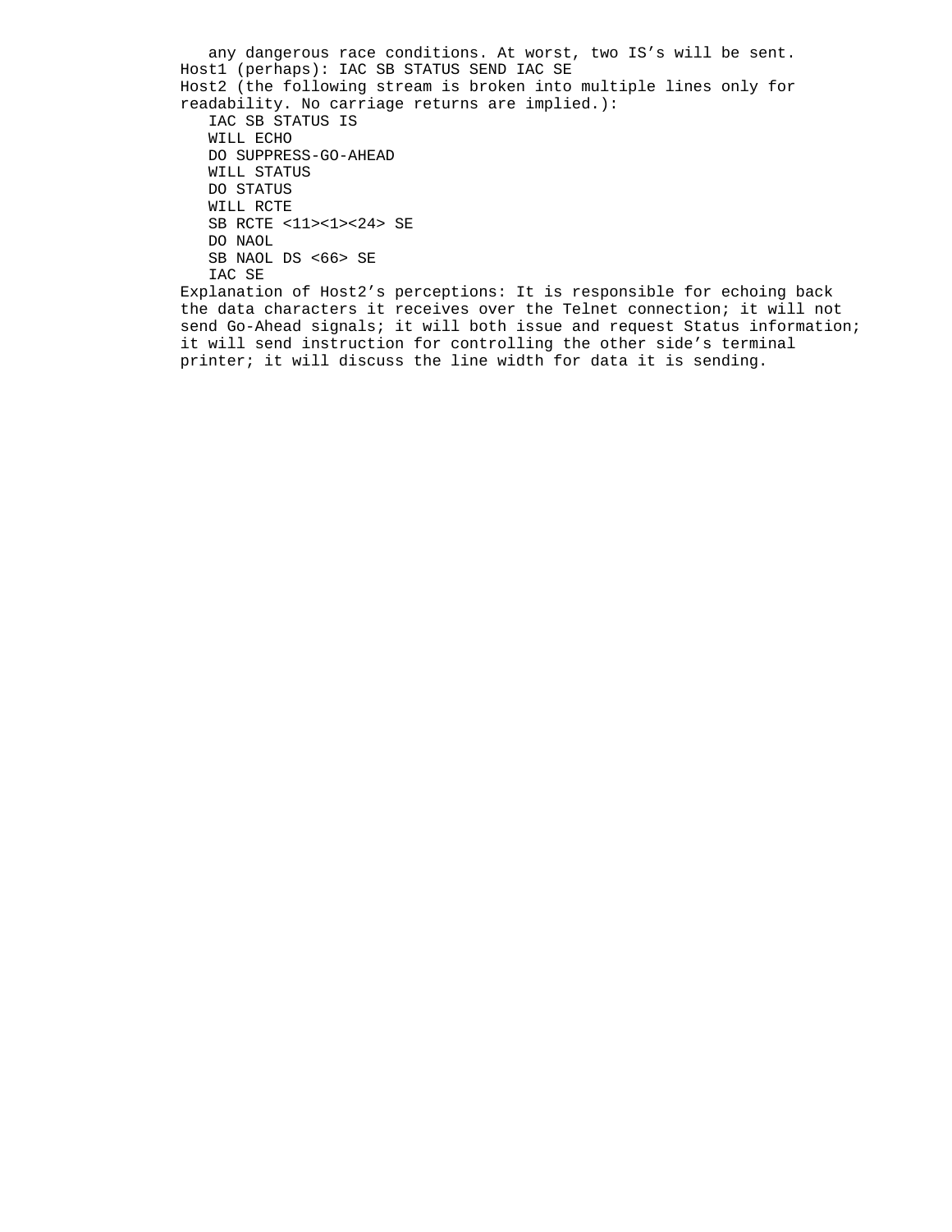any dangerous race conditions. At worst, two IS’s will be sent.

Host1 (perhaps): IAC SB STATUS SEND IAC SE

Host2 (the following stream is broken into multiple lines only for readability. No carriage returns are implied.):

```
   IAC SB STATUS IS
   WILL ECHO
   DO SUPPRESS-GO-AHEAD
   WILL STATUS
   DO STATUS
   WILL RCTE
   SB RCTE <11><1><24> SE
   DO NAOL
   SB NAOL DS <66> SE
   IAC SE
```

Explanation of Host2’s perceptions: It is responsible for echoing back the data characters it receives over the Telnet connection; it will not send Go-Ahead signals; it will both issue and request Status information; it will send instruction for controlling the other side’s terminal printer; it will discuss the line width for data it is sending.